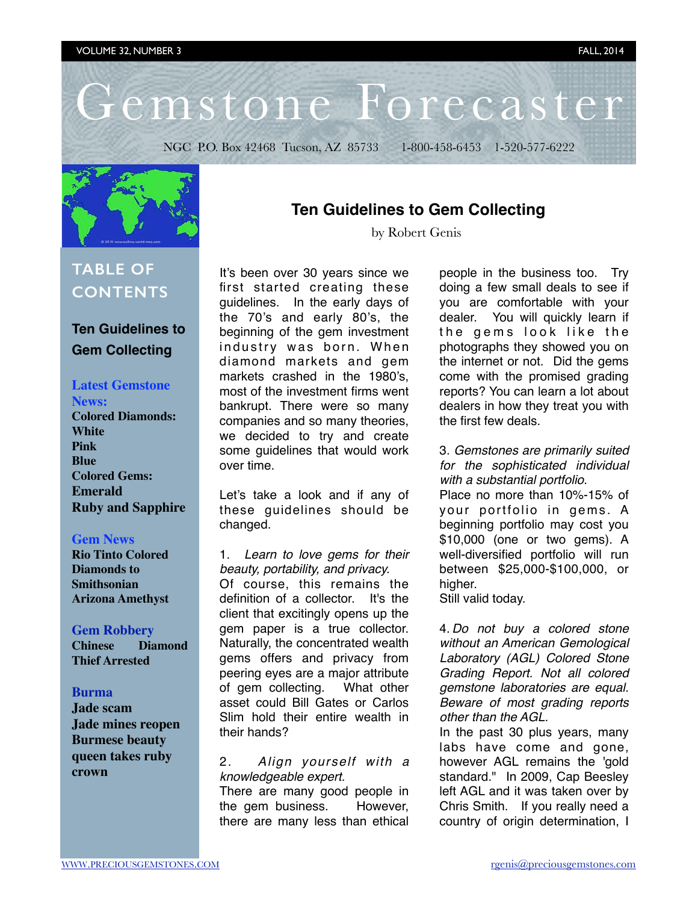# Gemstone Forecaster

VOLUME 32, NUMBER 3 — FALL, 2014

NGC P.O. Box 42468 Tucson, AZ 85733 1-800-458-6453 1-520-577-6222

## TABLE OF CONTENTS

**Ten Guidelines to Gem Collecting**

**Latest Gemstone News:**
- Colored Diamonds:
- White
- Pink
- Blue
- Colored Gems:
- Emerald
- Ruby and Sapphire

**Gem News**
- Rio Tinto Colored Diamonds to Smithsonian
- Arizona Amethyst

**Gem Robbery**
- Chinese Diamond Thief Arrested

**Burma**
- Jade scam
- Jade mines reopen
- Burmese beauty queen takes ruby crown

## Ten Guidelines to Gem Collecting

by Robert Genis

It's been over 30 years since we first started creating these guidelines. In the early days of the 70's and early 80's, the beginning of the gem investment industry was born. When diamond markets and gem markets crashed in the 1980's, most of the investment firms went bankrupt. There were so many companies and so many theories, we decided to try and create some guidelines that would work over time.

Let's take a look and if any of these guidelines should be changed.

1. *Learn to love gems for their beauty, portability, and privacy.*
Of course, this remains the definition of a collector. It's the client that excitingly opens up the gem paper is a true collector. Naturally, the concentrated wealth gems offers and privacy from peering eyes are a major attribute of gem collecting. What other asset could Bill Gates or Carlos Slim hold their entire wealth in their hands?

2. *Align yourself with a knowledgeable expert.*
There are many good people in the gem business. However, there are many less than ethical people in the business too. Try doing a few small deals to see if you are comfortable with your dealer. You will quickly learn if the gems look like the photographs they showed you on the internet or not. Did the gems come with the promised grading reports? You can learn a lot about dealers in how they treat you with the first few deals.

3. *Gemstones are primarily suited for the sophisticated individual with a substantial portfolio.*
Place no more than 10%-15% of your portfolio in gems. A beginning portfolio may cost you $10,000 (one or two gems). A well-diversified portfolio will run between $25,000-$100,000, or higher.
Still valid today.

4. *Do not buy a colored stone without an American Gemological Laboratory (AGL) Colored Stone Grading Report. Not all colored gemstone laboratories are equal. Beware of most grading reports other than the AGL.*
In the past 30 plus years, many labs have come and gone, however AGL remains the 'gold standard." In 2009, Cap Beesley left AGL and it was taken over by Chris Smith. If you really need a country of origin determination, I

WWW.PRECIOUSGEMSTONES.COM rgenis@preciousgemstones.com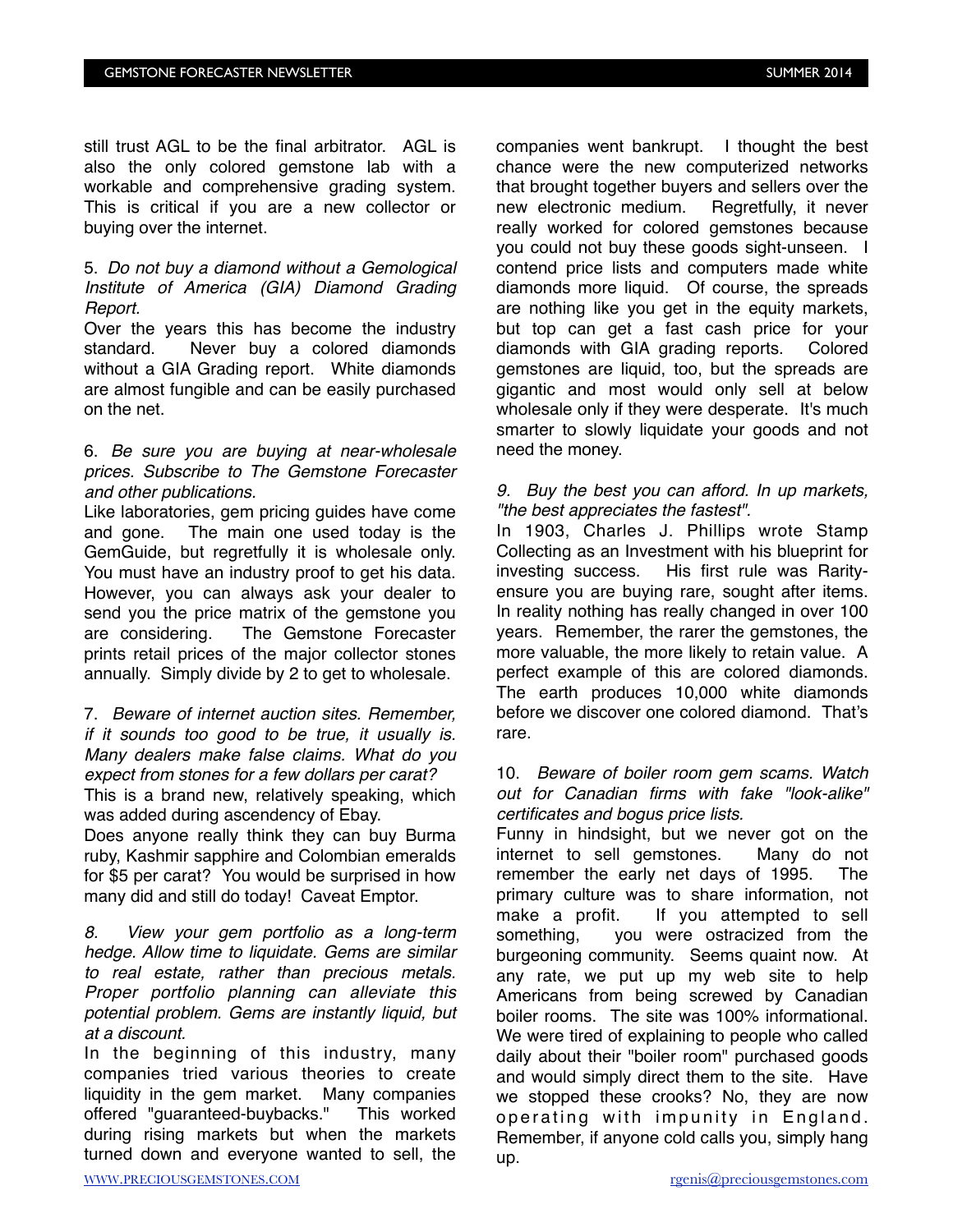still trust AGL to be the final arbitrator. AGL is also the only colored gemstone lab with a workable and comprehensive grading system. This is critical if you are a new collector or buying over the internet.

5. *Do not buy a diamond without a Gemological Institute of America (GIA) Diamond Grading Report.*

Over the years this has become the industry standard. Never buy a colored diamonds without a GIA Grading report. White diamonds are almost fungible and can be easily purchased on the net.

6. *Be sure you are buying at near-wholesale prices. Subscribe to The Gemstone Forecaster and other publications.*

Like laboratories, gem pricing guides have come and gone. The main one used today is the GemGuide, but regretfully it is wholesale only. You must have an industry proof to get his data. However, you can always ask your dealer to send you the price matrix of the gemstone you are considering. The Gemstone Forecaster prints retail prices of the major collector stones annually. Simply divide by 2 to get to wholesale.

7. *Beware of internet auction sites. Remember, if it sounds too good to be true, it usually is. Many dealers make false claims. What do you expect from stones for a few dollars per carat?*

This is a brand new, relatively speaking, which was added during ascendency of Ebay.

Does anyone really think they can buy Burma ruby, Kashmir sapphire and Colombian emeralds for $5 per carat? You would be surprised in how many did and still do today! Caveat Emptor.

8. *View your gem portfolio as a long-term hedge. Allow time to liquidate. Gems are similar to real estate, rather than precious metals. Proper portfolio planning can alleviate this potential problem. Gems are instantly liquid, but at a discount.*

In the beginning of this industry, many companies tried various theories to create liquidity in the gem market. Many companies offered "guaranteed-buybacks." This worked during rising markets but when the markets turned down and everyone wanted to sell, the companies went bankrupt. I thought the best chance were the new computerized networks that brought together buyers and sellers over the new electronic medium. Regretfully, it never really worked for colored gemstones because you could not buy these goods sight-unseen. I contend price lists and computers made white diamonds more liquid. Of course, the spreads are nothing like you get in the equity markets, but top can get a fast cash price for your diamonds with GIA grading reports. Colored gemstones are liquid, too, but the spreads are gigantic and most would only sell at below wholesale only if they were desperate. It's much smarter to slowly liquidate your goods and not need the money.

9. *Buy the best you can afford. In up markets, "the best appreciates the fastest".*

In 1903, Charles J. Phillips wrote Stamp Collecting as an Investment with his blueprint for investing success. His first rule was Rarity- ensure you are buying rare, sought after items. In reality nothing has really changed in over 100 years. Remember, the rarer the gemstones, the more valuable, the more likely to retain value. A perfect example of this are colored diamonds. The earth produces 10,000 white diamonds before we discover one colored diamond. That's rare.

10. *Beware of boiler room gem scams. Watch out for Canadian firms with fake "look-alike" certificates and bogus price lists.*

Funny in hindsight, but we never got on the internet to sell gemstones. Many do not remember the early net days of 1995. The primary culture was to share information, not make a profit. If you attempted to sell something, you were ostracized from the burgeoning community. Seems quaint now. At any rate, we put up my web site to help Americans from being screwed by Canadian boiler rooms. The site was 100% informational. We were tired of explaining to people who called daily about their "boiler room" purchased goods and would simply direct them to the site. Have we stopped these crooks? No, they are now operating with impunity in England. Remember, if anyone cold calls you, simply hang up.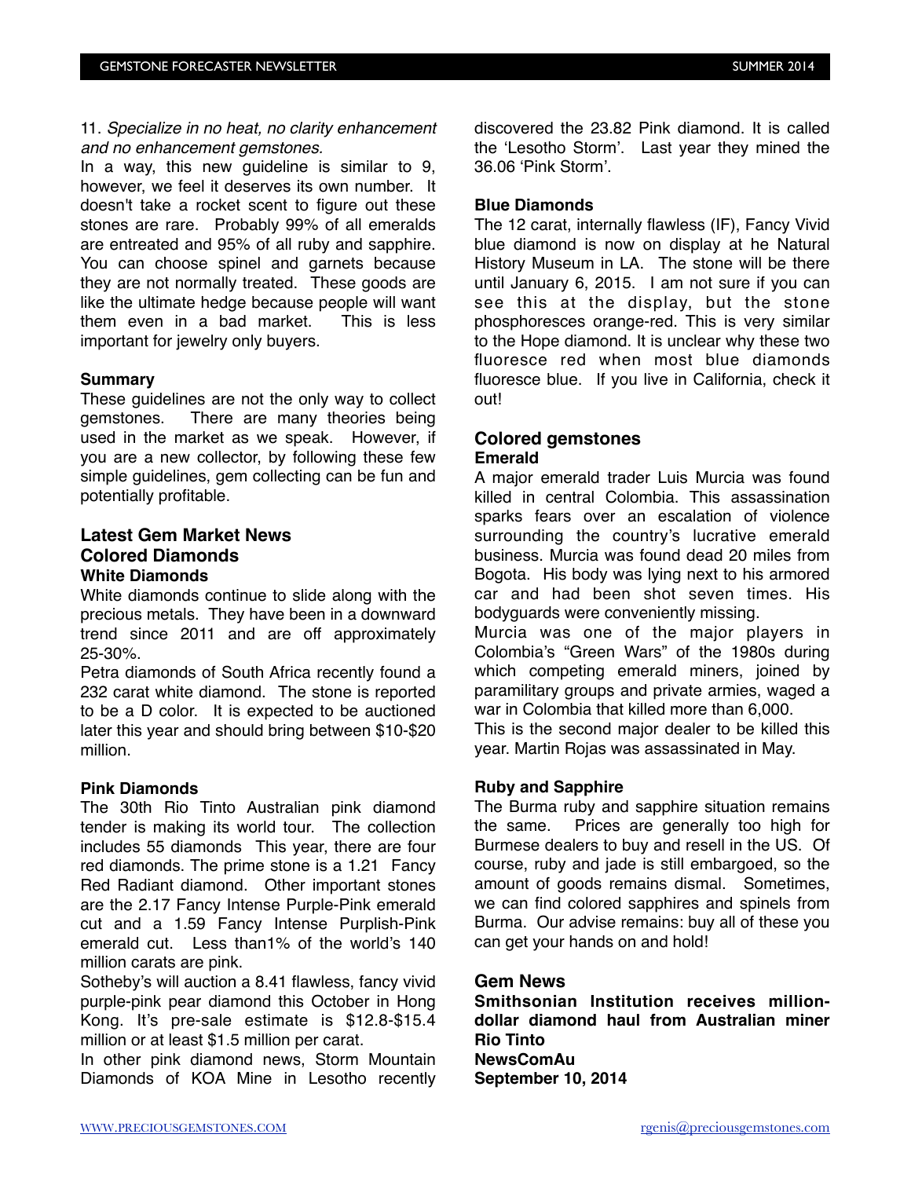11. *Specialize in no heat, no clarity enhancement and no enhancement gemstones.*

In a way, this new guideline is similar to 9, however, we feel it deserves its own number. It doesn't take a rocket scent to figure out these stones are rare. Probably 99% of all emeralds are entreated and 95% of all ruby and sapphire. You can choose spinel and garnets because they are not normally treated. These goods are like the ultimate hedge because people will want them even in a bad market. This is less important for jewelry only buyers.

**Summary**

These guidelines are not the only way to collect gemstones. There are many theories being used in the market as we speak. However, if you are a new collector, by following these few simple guidelines, gem collecting can be fun and potentially profitable.

## Latest Gem Market News

## Colored Diamonds

### White Diamonds

White diamonds continue to slide along with the precious metals. They have been in a downward trend since 2011 and are off approximately 25-30%.

Petra diamonds of South Africa recently found a 232 carat white diamond. The stone is reported to be a D color. It is expected to be auctioned later this year and should bring between $10-$20 million.

### Pink Diamonds

The 30th Rio Tinto Australian pink diamond tender is making its world tour. The collection includes 55 diamonds This year, there are four red diamonds. The prime stone is a 1.21 Fancy Red Radiant diamond. Other important stones are the 2.17 Fancy Intense Purple-Pink emerald cut and a 1.59 Fancy Intense Purplish-Pink emerald cut. Less than1% of the world's 140 million carats are pink.

Sotheby's will auction a 8.41 flawless, fancy vivid purple-pink pear diamond this October in Hong Kong. It's pre-sale estimate is $12.8-$15.4 million or at least $1.5 million per carat.

In other pink diamond news, Storm Mountain Diamonds of KOA Mine in Lesotho recently discovered the 23.82 Pink diamond. It is called the 'Lesotho Storm'. Last year they mined the 36.06 'Pink Storm'.

### Blue Diamonds

The 12 carat, internally flawless (IF), Fancy Vivid blue diamond is now on display at he Natural History Museum in LA. The stone will be there until January 6, 2015. I am not sure if you can see this at the display, but the stone phosphoresces orange-red. This is very similar to the Hope diamond. It is unclear why these two fluoresce red when most blue diamonds fluoresce blue. If you live in California, check it out!

## Colored gemstones

### Emerald

A major emerald trader Luis Murcia was found killed in central Colombia. This assassination sparks fears over an escalation of violence surrounding the country's lucrative emerald business. Murcia was found dead 20 miles from Bogota. His body was lying next to his armored car and had been shot seven times. His bodyguards were conveniently missing.

Murcia was one of the major players in Colombia's "Green Wars" of the 1980s during which competing emerald miners, joined by paramilitary groups and private armies, waged a war in Colombia that killed more than 6,000.

This is the second major dealer to be killed this year. Martin Rojas was assassinated in May.

### Ruby and Sapphire

The Burma ruby and sapphire situation remains the same. Prices are generally too high for Burmese dealers to buy and resell in the US. Of course, ruby and jade is still embargoed, so the amount of goods remains dismal. Sometimes, we can find colored sapphires and spinels from Burma. Our advise remains: buy all of these you can get your hands on and hold!

## Gem News

**Smithsonian Institution receives million-dollar diamond haul from Australian miner Rio Tinto**
**NewsComAu**
**September 10, 2014**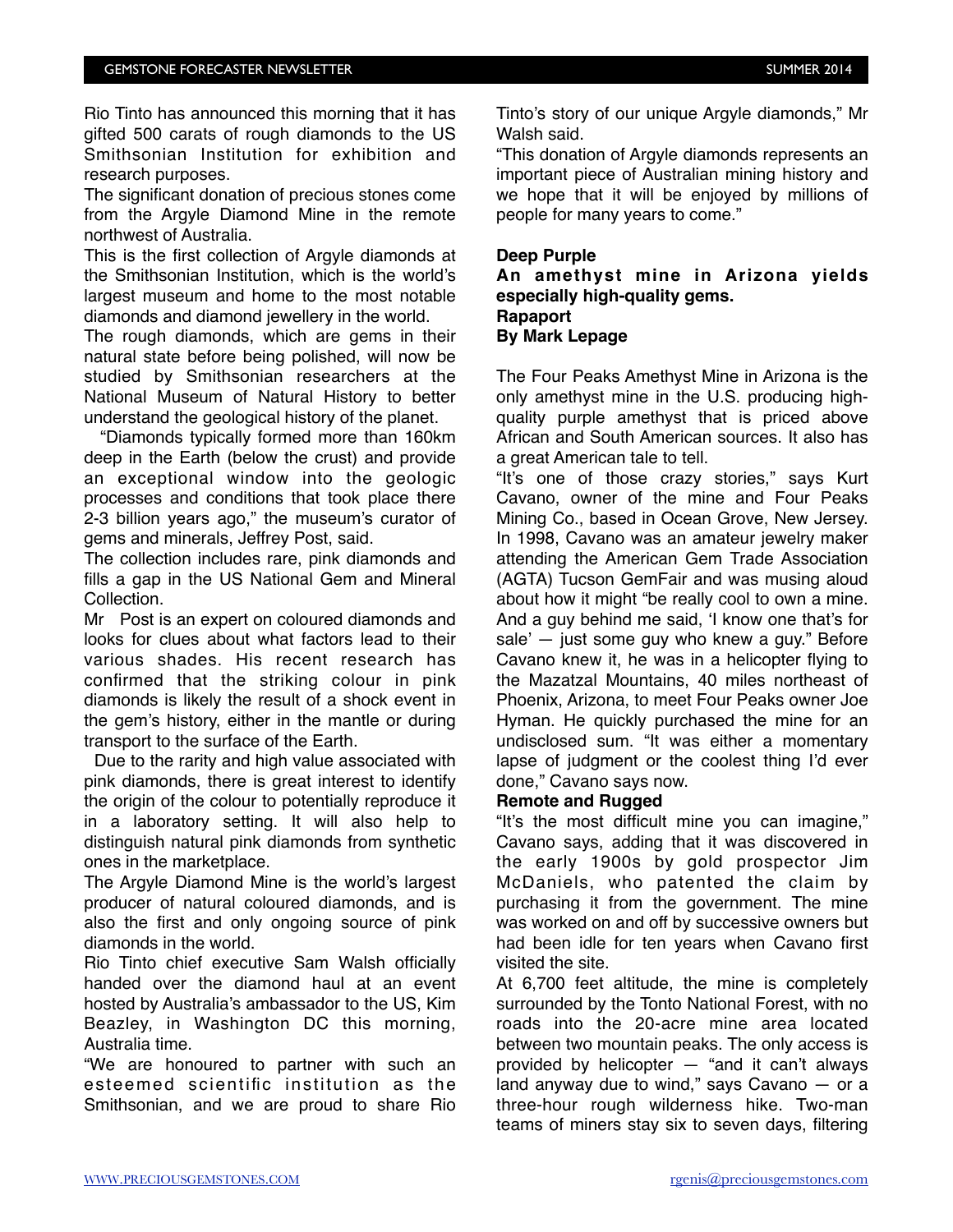Rio Tinto has announced this morning that it has gifted 500 carats of rough diamonds to the US Smithsonian Institution for exhibition and research purposes.

The significant donation of precious stones come from the Argyle Diamond Mine in the remote northwest of Australia.

This is the first collection of Argyle diamonds at the Smithsonian Institution, which is the world's largest museum and home to the most notable diamonds and diamond jewellery in the world.

The rough diamonds, which are gems in their natural state before being polished, will now be studied by Smithsonian researchers at the National Museum of Natural History to better understand the geological history of the planet.

"Diamonds typically formed more than 160km deep in the Earth (below the crust) and provide an exceptional window into the geologic processes and conditions that took place there 2-3 billion years ago," the museum's curator of gems and minerals, Jeffrey Post, said.

The collection includes rare, pink diamonds and fills a gap in the US National Gem and Mineral Collection.

Mr Post is an expert on coloured diamonds and looks for clues about what factors lead to their various shades. His recent research has confirmed that the striking colour in pink diamonds is likely the result of a shock event in the gem's history, either in the mantle or during transport to the surface of the Earth.

Due to the rarity and high value associated with pink diamonds, there is great interest to identify the origin of the colour to potentially reproduce it in a laboratory setting. It will also help to distinguish natural pink diamonds from synthetic ones in the marketplace.

The Argyle Diamond Mine is the world's largest producer of natural coloured diamonds, and is also the first and only ongoing source of pink diamonds in the world.

Rio Tinto chief executive Sam Walsh officially handed over the diamond haul at an event hosted by Australia's ambassador to the US, Kim Beazley, in Washington DC this morning, Australia time.

"We are honoured to partner with such an esteemed scientific institution as the Smithsonian, and we are proud to share Rio Tinto's story of our unique Argyle diamonds," Mr Walsh said.

"This donation of Argyle diamonds represents an important piece of Australian mining history and we hope that it will be enjoyed by millions of people for many years to come."

**Deep Purple**
**An amethyst mine in Arizona yields especially high-quality gems.**
**Rapaport**
**By Mark Lepage**

The Four Peaks Amethyst Mine in Arizona is the only amethyst mine in the U.S. producing high-quality purple amethyst that is priced above African and South American sources. It also has a great American tale to tell.

"It's one of those crazy stories," says Kurt Cavano, owner of the mine and Four Peaks Mining Co., based in Ocean Grove, New Jersey. In 1998, Cavano was an amateur jewelry maker attending the American Gem Trade Association (AGTA) Tucson GemFair and was musing aloud about how it might "be really cool to own a mine. And a guy behind me said, 'I know one that's for sale' — just some guy who knew a guy." Before Cavano knew it, he was in a helicopter flying to the Mazatzal Mountains, 40 miles northeast of Phoenix, Arizona, to meet Four Peaks owner Joe Hyman. He quickly purchased the mine for an undisclosed sum. "It was either a momentary lapse of judgment or the coolest thing I'd ever done," Cavano says now.

**Remote and Rugged**

"It's the most difficult mine you can imagine," Cavano says, adding that it was discovered in the early 1900s by gold prospector Jim McDaniels, who patented the claim by purchasing it from the government. The mine was worked on and off by successive owners but had been idle for ten years when Cavano first visited the site.

At 6,700 feet altitude, the mine is completely surrounded by the Tonto National Forest, with no roads into the 20-acre mine area located between two mountain peaks. The only access is provided by helicopter — "and it can't always land anyway due to wind," says Cavano — or a three-hour rough wilderness hike. Two-man teams of miners stay six to seven days, filtering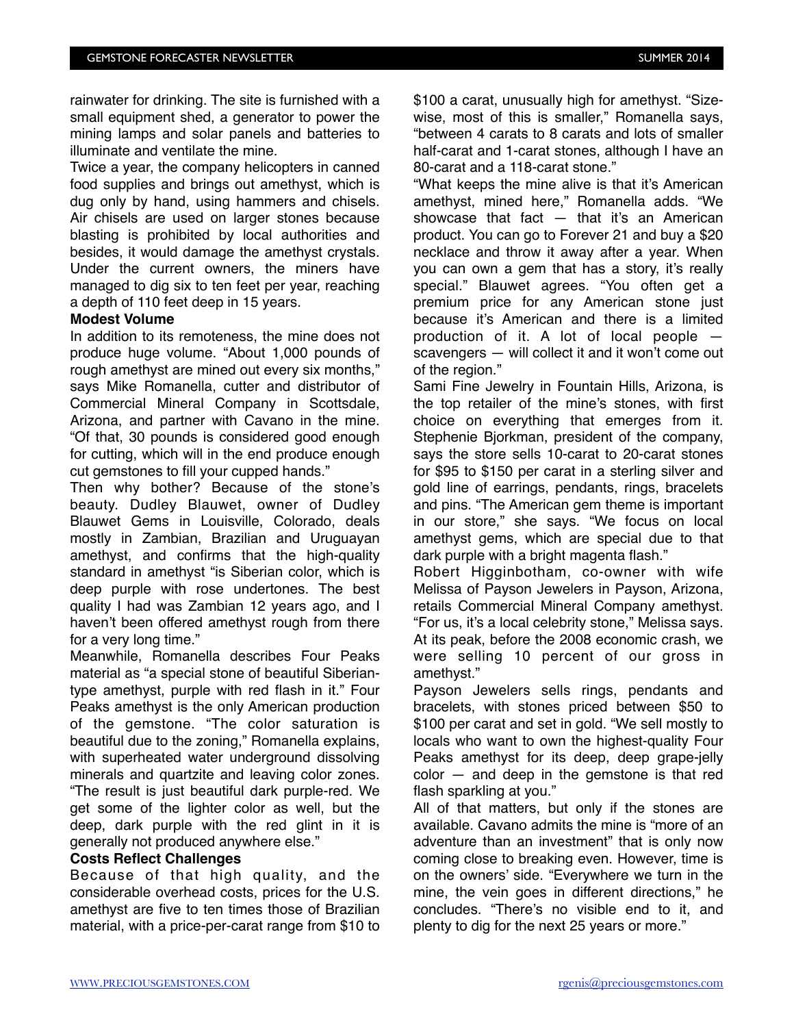rainwater for drinking. The site is furnished with a small equipment shed, a generator to power the mining lamps and solar panels and batteries to illuminate and ventilate the mine.

Twice a year, the company helicopters in canned food supplies and brings out amethyst, which is dug only by hand, using hammers and chisels. Air chisels are used on larger stones because blasting is prohibited by local authorities and besides, it would damage the amethyst crystals. Under the current owners, the miners have managed to dig six to ten feet per year, reaching a depth of 110 feet deep in 15 years.

**Modest Volume**

In addition to its remoteness, the mine does not produce huge volume. "About 1,000 pounds of rough amethyst are mined out every six months," says Mike Romanella, cutter and distributor of Commercial Mineral Company in Scottsdale, Arizona, and partner with Cavano in the mine. "Of that, 30 pounds is considered good enough for cutting, which will in the end produce enough cut gemstones to fill your cupped hands."

Then why bother? Because of the stone's beauty. Dudley Blauwet, owner of Dudley Blauwet Gems in Louisville, Colorado, deals mostly in Zambian, Brazilian and Uruguayan amethyst, and confirms that the high-quality standard in amethyst "is Siberian color, which is deep purple with rose undertones. The best quality I had was Zambian 12 years ago, and I haven't been offered amethyst rough from there for a very long time."

Meanwhile, Romanella describes Four Peaks material as "a special stone of beautiful Siberian-type amethyst, purple with red flash in it." Four Peaks amethyst is the only American production of the gemstone. "The color saturation is beautiful due to the zoning," Romanella explains, with superheated water underground dissolving minerals and quartzite and leaving color zones. "The result is just beautiful dark purple-red. We get some of the lighter color as well, but the deep, dark purple with the red glint in it is generally not produced anywhere else."

**Costs Reflect Challenges**

Because of that high quality, and the considerable overhead costs, prices for the U.S. amethyst are five to ten times those of Brazilian material, with a price-per-carat range from $10 to $100 a carat, unusually high for amethyst. "Size-wise, most of this is smaller," Romanella says, "between 4 carats to 8 carats and lots of smaller half-carat and 1-carat stones, although I have an 80-carat and a 118-carat stone."

"What keeps the mine alive is that it's American amethyst, mined here," Romanella adds. "We showcase that fact — that it's an American product. You can go to Forever 21 and buy a $20 necklace and throw it away after a year. When you can own a gem that has a story, it's really special." Blauwet agrees. "You often get a premium price for any American stone just because it's American and there is a limited production of it. A lot of local people — scavengers — will collect it and it won't come out of the region."

Sami Fine Jewelry in Fountain Hills, Arizona, is the top retailer of the mine's stones, with first choice on everything that emerges from it. Stephenie Bjorkman, president of the company, says the store sells 10-carat to 20-carat stones for $95 to $150 per carat in a sterling silver and gold line of earrings, pendants, rings, bracelets and pins. "The American gem theme is important in our store," she says. "We focus on local amethyst gems, which are special due to that dark purple with a bright magenta flash."

Robert Higginbotham, co-owner with wife Melissa of Payson Jewelers in Payson, Arizona, retails Commercial Mineral Company amethyst. "For us, it's a local celebrity stone," Melissa says. At its peak, before the 2008 economic crash, we were selling 10 percent of our gross in amethyst."

Payson Jewelers sells rings, pendants and bracelets, with stones priced between $50 to $100 per carat and set in gold. "We sell mostly to locals who want to own the highest-quality Four Peaks amethyst for its deep, deep grape-jelly color — and deep in the gemstone is that red flash sparkling at you."

All of that matters, but only if the stones are available. Cavano admits the mine is "more of an adventure than an investment" that is only now coming close to breaking even. However, time is on the owners' side. "Everywhere we turn in the mine, the vein goes in different directions," he concludes. "There's no visible end to it, and plenty to dig for the next 25 years or more."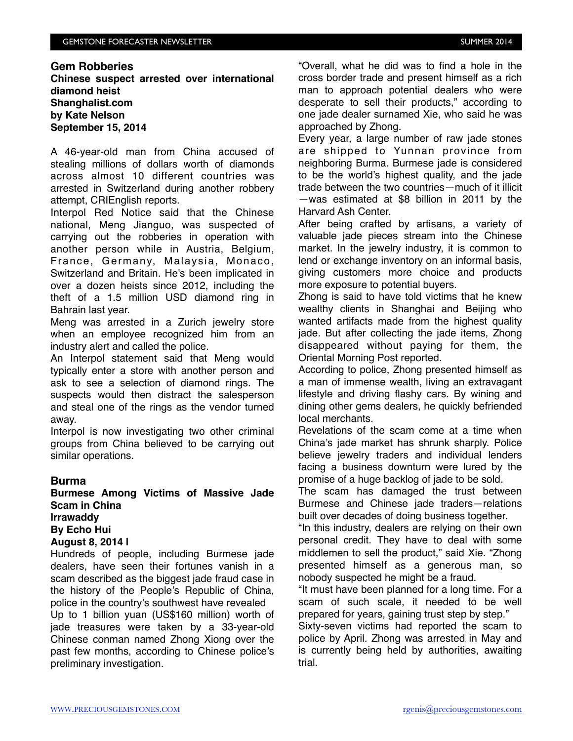## Gem Robberies

**Chinese suspect arrested over international diamond heist**
**Shanghalist.com**
**by Kate Nelson**
**September 15, 2014**

A 46-year-old man from China accused of stealing millions of dollars worth of diamonds across almost 10 different countries was arrested in Switzerland during another robbery attempt, CRIEnglish reports.

Interpol Red Notice said that the Chinese national, Meng Jianguo, was suspected of carrying out the robberies in operation with another person while in Austria, Belgium, France, Germany, Malaysia, Monaco, Switzerland and Britain. He's been implicated in over a dozen heists since 2012, including the theft of a 1.5 million USD diamond ring in Bahrain last year.

Meng was arrested in a Zurich jewelry store when an employee recognized him from an industry alert and called the police.

An Interpol statement said that Meng would typically enter a store with another person and ask to see a selection of diamond rings. The suspects would then distract the salesperson and steal one of the rings as the vendor turned away.

Interpol is now investigating two other criminal groups from China believed to be carrying out similar operations.

## Burma

**Burmese Among Victims of Massive Jade Scam in China**
**Irrawaddy**
**By Echo Hui**
**August 8, 2014 l**

Hundreds of people, including Burmese jade dealers, have seen their fortunes vanish in a scam described as the biggest jade fraud case in the history of the People's Republic of China, police in the country's southwest have revealed

Up to 1 billion yuan (US$160 million) worth of jade treasures were taken by a 33-year-old Chinese conman named Zhong Xiong over the past few months, according to Chinese police's preliminary investigation.

"Overall, what he did was to find a hole in the cross border trade and present himself as a rich man to approach potential dealers who were desperate to sell their products," according to one jade dealer surnamed Xie, who said he was approached by Zhong.

Every year, a large number of raw jade stones are shipped to Yunnan province from neighboring Burma. Burmese jade is considered to be the world's highest quality, and the jade trade between the two countries—much of it illicit—was estimated at $8 billion in 2011 by the Harvard Ash Center.

After being crafted by artisans, a variety of valuable jade pieces stream into the Chinese market. In the jewelry industry, it is common to lend or exchange inventory on an informal basis, giving customers more choice and products more exposure to potential buyers.

Zhong is said to have told victims that he knew wealthy clients in Shanghai and Beijing who wanted artifacts made from the highest quality jade. But after collecting the jade items, Zhong disappeared without paying for them, the Oriental Morning Post reported.

According to police, Zhong presented himself as a man of immense wealth, living an extravagant lifestyle and driving flashy cars. By wining and dining other gems dealers, he quickly befriended local merchants.

Revelations of the scam come at a time when China's jade market has shrunk sharply. Police believe jewelry traders and individual lenders facing a business downturn were lured by the promise of a huge backlog of jade to be sold.

The scam has damaged the trust between Burmese and Chinese jade traders—relations built over decades of doing business together.

"In this industry, dealers are relying on their own personal credit. They have to deal with some middlemen to sell the product," said Xie. "Zhong presented himself as a generous man, so nobody suspected he might be a fraud.

"It must have been planned for a long time. For a scam of such scale, it needed to be well prepared for years, gaining trust step by step."

Sixty-seven victims had reported the scam to police by April. Zhong was arrested in May and is currently being held by authorities, awaiting trial.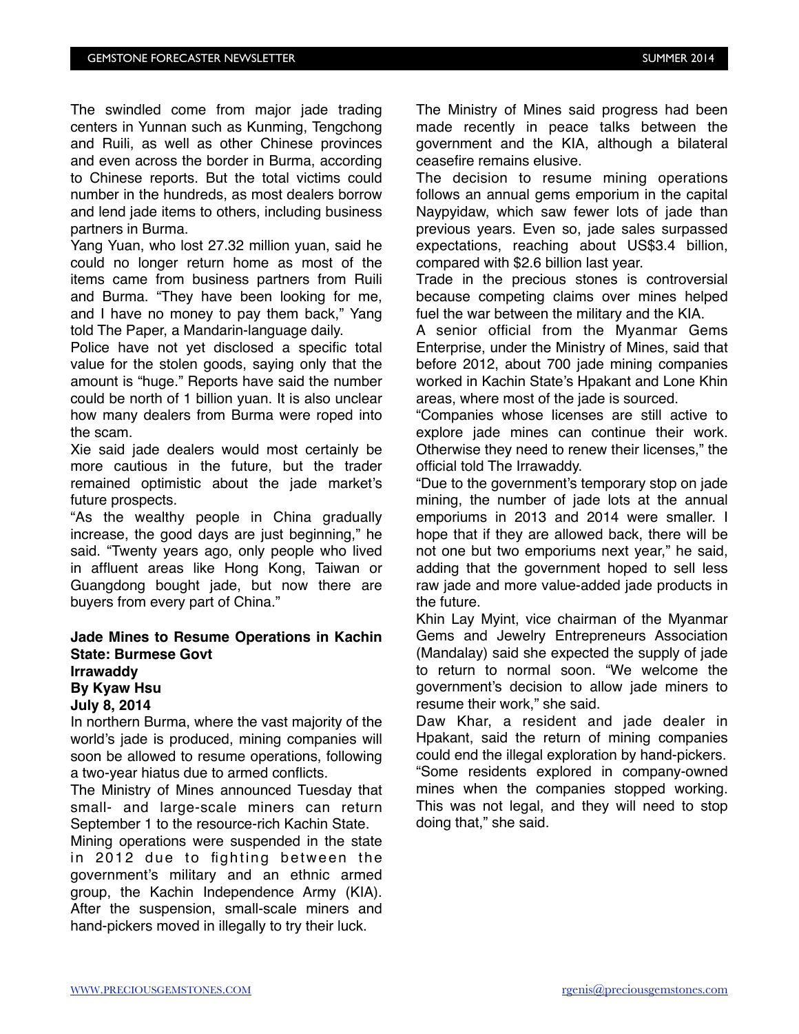The swindled come from major jade trading centers in Yunnan such as Kunming, Tengchong and Ruili, as well as other Chinese provinces and even across the border in Burma, according to Chinese reports. But the total victims could number in the hundreds, as most dealers borrow and lend jade items to others, including business partners in Burma.

Yang Yuan, who lost 27.32 million yuan, said he could no longer return home as most of the items came from business partners from Ruili and Burma. "They have been looking for me, and I have no money to pay them back," Yang told The Paper, a Mandarin-language daily.

Police have not yet disclosed a specific total value for the stolen goods, saying only that the amount is "huge." Reports have said the number could be north of 1 billion yuan. It is also unclear how many dealers from Burma were roped into the scam.

Xie said jade dealers would most certainly be more cautious in the future, but the trader remained optimistic about the jade market's future prospects.

"As the wealthy people in China gradually increase, the good days are just beginning," he said. "Twenty years ago, only people who lived in affluent areas like Hong Kong, Taiwan or Guangdong bought jade, but now there are buyers from every part of China."

**Jade Mines to Resume Operations in Kachin State: Burmese Govt**
**Irrawaddy**
**By Kyaw Hsu**
**July 8, 2014**

In northern Burma, where the vast majority of the world's jade is produced, mining companies will soon be allowed to resume operations, following a two-year hiatus due to armed conflicts.

The Ministry of Mines announced Tuesday that small- and large-scale miners can return September 1 to the resource-rich Kachin State.

Mining operations were suspended in the state in 2012 due to fighting between the government's military and an ethnic armed group, the Kachin Independence Army (KIA). After the suspension, small-scale miners and hand-pickers moved in illegally to try their luck.

The Ministry of Mines said progress had been made recently in peace talks between the government and the KIA, although a bilateral ceasefire remains elusive.

The decision to resume mining operations follows an annual gems emporium in the capital Naypyidaw, which saw fewer lots of jade than previous years. Even so, jade sales surpassed expectations, reaching about US$3.4 billion, compared with $2.6 billion last year.

Trade in the precious stones is controversial because competing claims over mines helped fuel the war between the military and the KIA.

A senior official from the Myanmar Gems Enterprise, under the Ministry of Mines, said that before 2012, about 700 jade mining companies worked in Kachin State's Hpakant and Lone Khin areas, where most of the jade is sourced.

"Companies whose licenses are still active to explore jade mines can continue their work. Otherwise they need to renew their licenses," the official told The Irrawaddy.

"Due to the government's temporary stop on jade mining, the number of jade lots at the annual emporiums in 2013 and 2014 were smaller. I hope that if they are allowed back, there will be not one but two emporiums next year," he said, adding that the government hoped to sell less raw jade and more value-added jade products in the future.

Khin Lay Myint, vice chairman of the Myanmar Gems and Jewelry Entrepreneurs Association (Mandalay) said she expected the supply of jade to return to normal soon. "We welcome the government's decision to allow jade miners to resume their work," she said.

Daw Khar, a resident and jade dealer in Hpakant, said the return of mining companies could end the illegal exploration by hand-pickers. "Some residents explored in company-owned mines when the companies stopped working. This was not legal, and they will need to stop doing that," she said.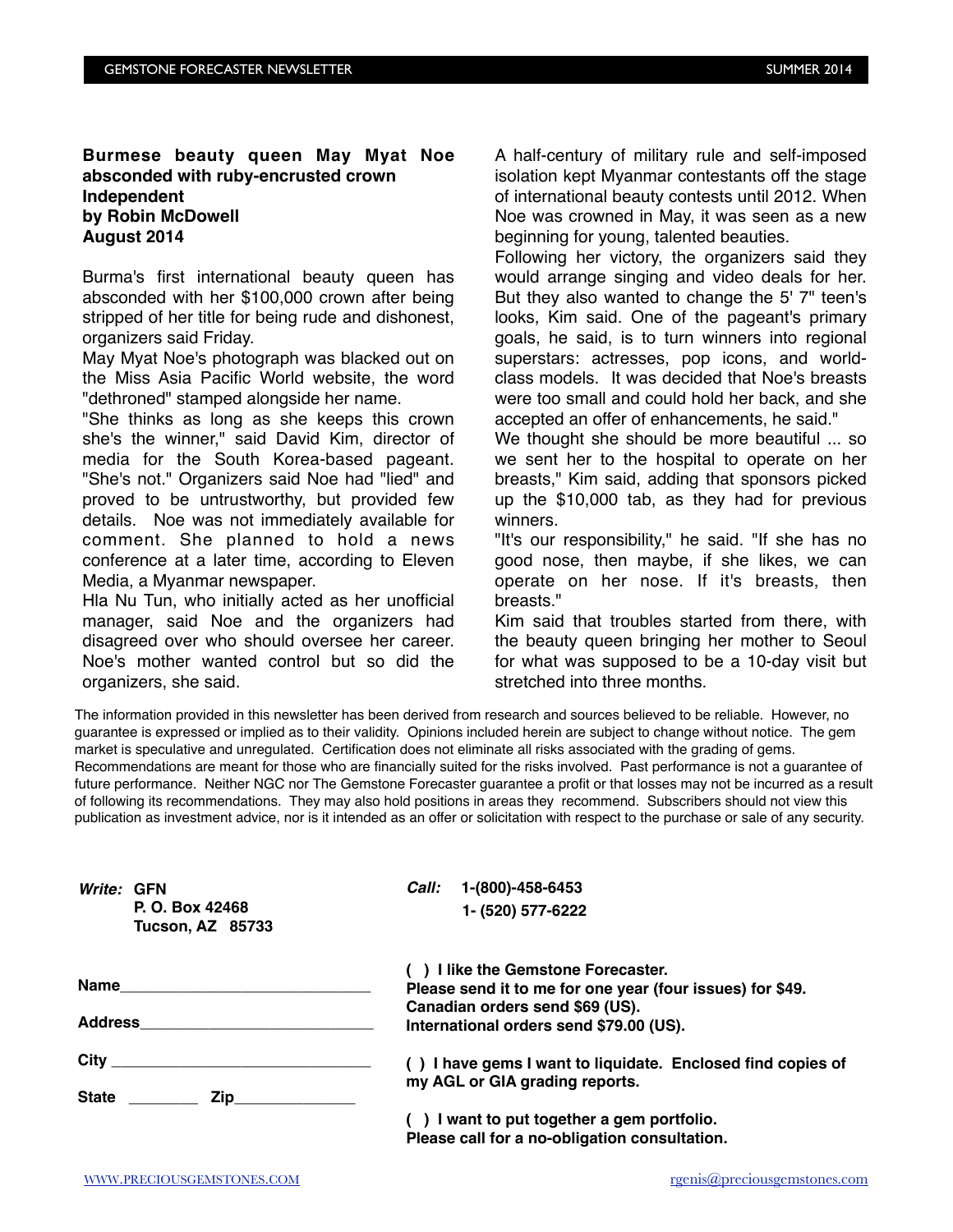**Burmese beauty queen May Myat Noe absconded with ruby-encrusted crown**
**Independent**
**by Robin McDowell**
**August 2014**

Burma's first international beauty queen has absconded with her $100,000 crown after being stripped of her title for being rude and dishonest, organizers said Friday.

May Myat Noe's photograph was blacked out on the Miss Asia Pacific World website, the word "dethroned" stamped alongside her name.

"She thinks as long as she keeps this crown she's the winner," said David Kim, director of media for the South Korea-based pageant. "She's not." Organizers said Noe had "lied" and proved to be untrustworthy, but provided few details. Noe was not immediately available for comment. She planned to hold a news conference at a later time, according to Eleven Media, a Myanmar newspaper.

Hla Nu Tun, who initially acted as her unofficial manager, said Noe and the organizers had disagreed over who should oversee her career. Noe's mother wanted control but so did the organizers, she said.

A half-century of military rule and self-imposed isolation kept Myanmar contestants off the stage of international beauty contests until 2012. When Noe was crowned in May, it was seen as a new beginning for young, talented beauties.

Following her victory, the organizers said they would arrange singing and video deals for her. But they also wanted to change the 5' 7" teen's looks, Kim said. One of the pageant's primary goals, he said, is to turn winners into regional superstars: actresses, pop icons, and world-class models. It was decided that Noe's breasts were too small and could hold her back, and she accepted an offer of enhancements, he said."

We thought she should be more beautiful ... so we sent her to the hospital to operate on her breasts," Kim said, adding that sponsors picked up the $10,000 tab, as they had for previous winners.

"It's our responsibility," he said. "If she has no good nose, then maybe, if she likes, we can operate on her nose. If it's breasts, then breasts."

Kim said that troubles started from there, with the beauty queen bringing her mother to Seoul for what was supposed to be a 10-day visit but stretched into three months.

The information provided in this newsletter has been derived from research and sources believed to be reliable. However, no guarantee is expressed or implied as to their validity. Opinions included herein are subject to change without notice. The gem market is speculative and unregulated. Certification does not eliminate all risks associated with the grading of gems. Recommendations are meant for those who are financially suited for the risks involved. Past performance is not a guarantee of future performance. Neither NGC nor The Gemstone Forecaster guarantee a profit or that losses may not be incurred as a result of following its recommendations. They may also hold positions in areas they recommend. Subscribers should not view this publication as investment advice, nor is it intended as an offer or solicitation with respect to the purchase or sale of any security.

***Write:*** **GFN**
**P. O. Box 42468**
**Tucson, AZ 85733**

***Call:*** **1-(800)-458-6453**
**1- (520) 577-6222**

**Name**______________________________

**Address**____________________________

**City** _______________________________

**State** ________ **Zip**______________

**( ) I like the Gemstone Forecaster.**
**Please send it to me for one year (four issues) for $49.**
**Canadian orders send $69 (US).**
**International orders send $79.00 (US).**

**( ) I have gems I want to liquidate. Enclosed find copies of my AGL or GIA grading reports.**

**( ) I want to put together a gem portfolio.**
**Please call for a no-obligation consultation.**

WWW.PRECIOUSGEMSTONES.COM

rgenis@preciousgemstones.com